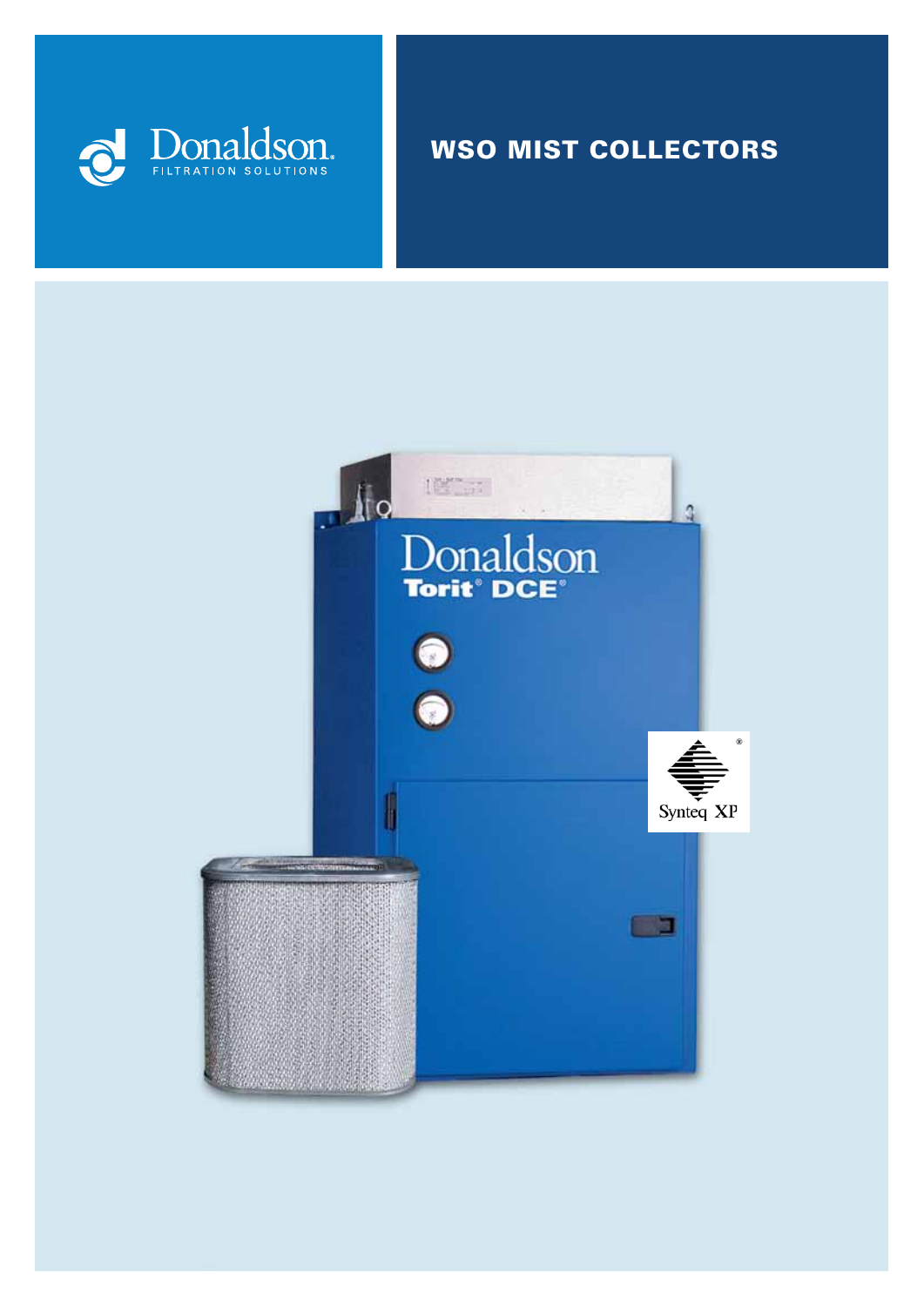Donaldson.
FILTRATION SOLUTIONS

# WSO MIST COLLECTORS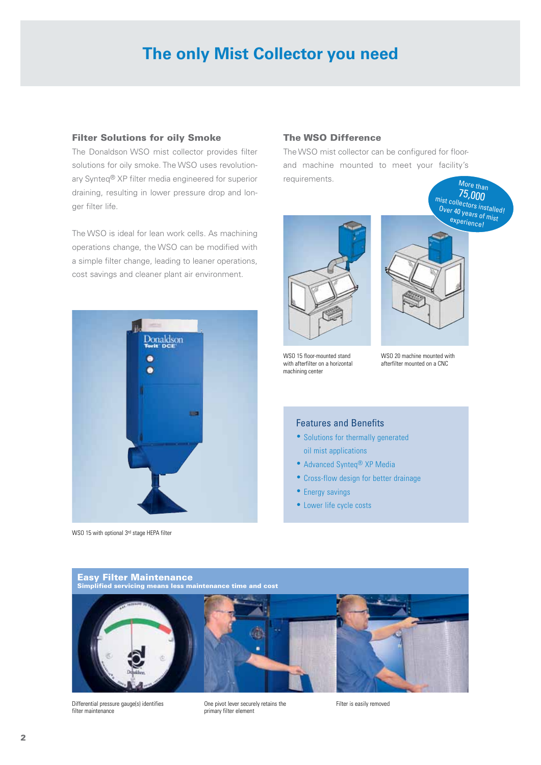# The only Mist Collector you need

### Filter Solutions for oily Smoke

The Donaldson WSO mist collector provides filter solutions for oily smoke. The WSO uses revolutionary Synteq® XP filter media engineered for superior draining, resulting in lower pressure drop and longer filter life.

The WSO is ideal for lean work cells. As machining operations change, the WSO can be modified with a simple filter change, leading to leaner operations, cost savings and cleaner plant air environment.

WSO 15 with optional 3rd stage HEPA filter

### The WSO Difference

The WSO mist collector can be configured for floor- and machine mounted to meet your facility's requirements.

More than 75,000 mist collectors installed! Over 40 years of mist experience!

WSO 15 floor-mounted stand with afterfilter on a horizontal machining center

WSO 20 machine mounted with afterfilter mounted on a CNC

### Features and Benefits

- Solutions for thermally generated oil mist applications
- Advanced Synteq® XP Media
- Cross-flow design for better drainage
- Energy savings
- Lower life cycle costs

### Easy Filter Maintenance

**Simplified servicing means less maintenance time and cost**

Differential pressure gauge(s) identifies filter maintenance

One pivot lever securely retains the primary filter element

Filter is easily removed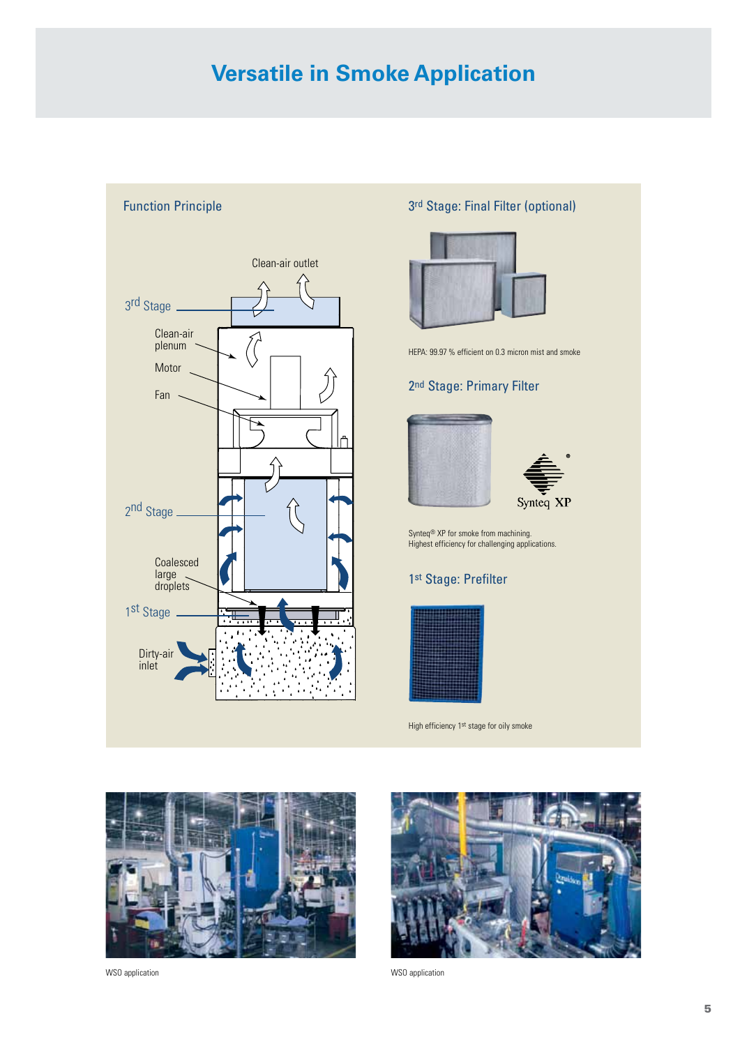# Versatile in Smoke Application

## Function Principle

Clean-air outlet

3rd Stage

Clean-air plenum

Motor

Fan

2nd Stage

Coalesced large droplets

1st Stage

Dirty-air inlet

## 3rd Stage: Final Filter (optional)

HEPA: 99.97 % efficient on 0.3 micron mist and smoke

## 2nd Stage: Primary Filter

Synteq XP

Synteq® XP for smoke from machining.
Highest efficiency for challenging applications.

## 1st Stage: Prefilter

High efficiency 1st stage for oily smoke

WSO application

WSO application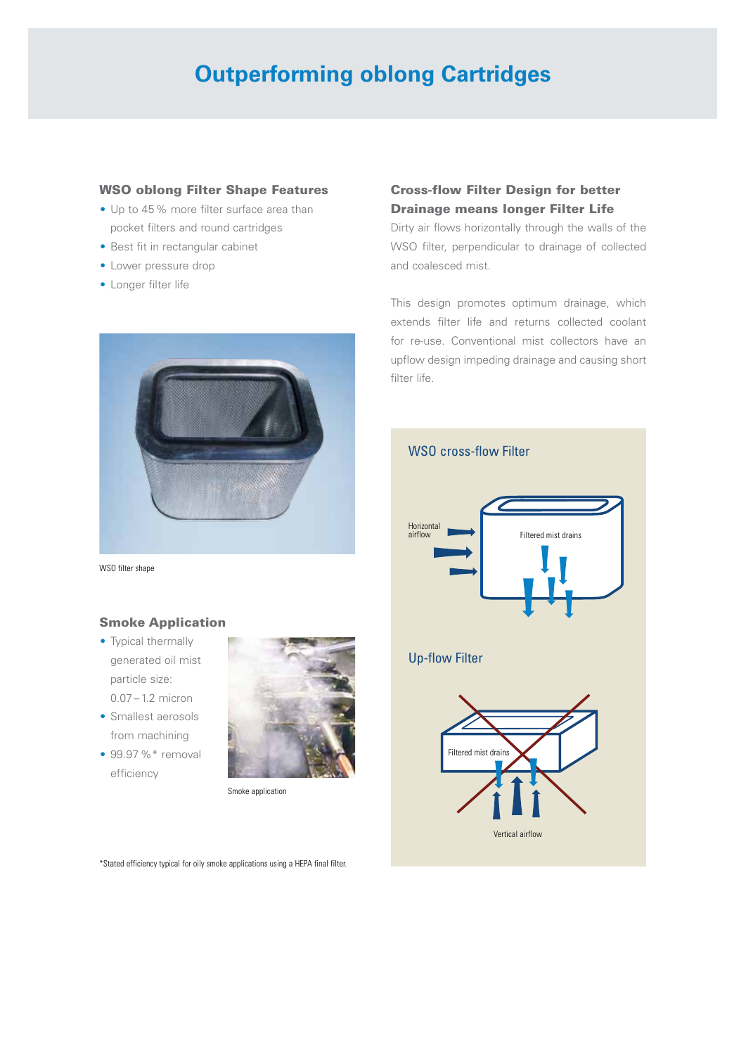# Outperforming oblong Cartridges

### WSO oblong Filter Shape Features

- Up to 45 % more filter surface area than pocket filters and round cartridges
- Best fit in rectangular cabinet
- Lower pressure drop
- Longer filter life

WSO filter shape

### Smoke Application

- Typical thermally generated oil mist particle size: 0.07 – 1.2 micron
- Smallest aerosols from machining
- 99.97 %* removal efficiency

Smoke application

*Stated efficiency typical for oily smoke applications using a HEPA final filter.

### Cross-flow Filter Design for better Drainage means longer Filter Life

Dirty air flows horizontally through the walls of the WSO filter, perpendicular to drainage of collected and coalesced mist.

This design promotes optimum drainage, which extends filter life and returns collected coolant for re-use. Conventional mist collectors have an upflow design impeding drainage and causing short filter life.

WSO cross-flow Filter

Horizontal airflow

Filtered mist drains

Up-flow Filter

Filtered mist drains

Vertical airflow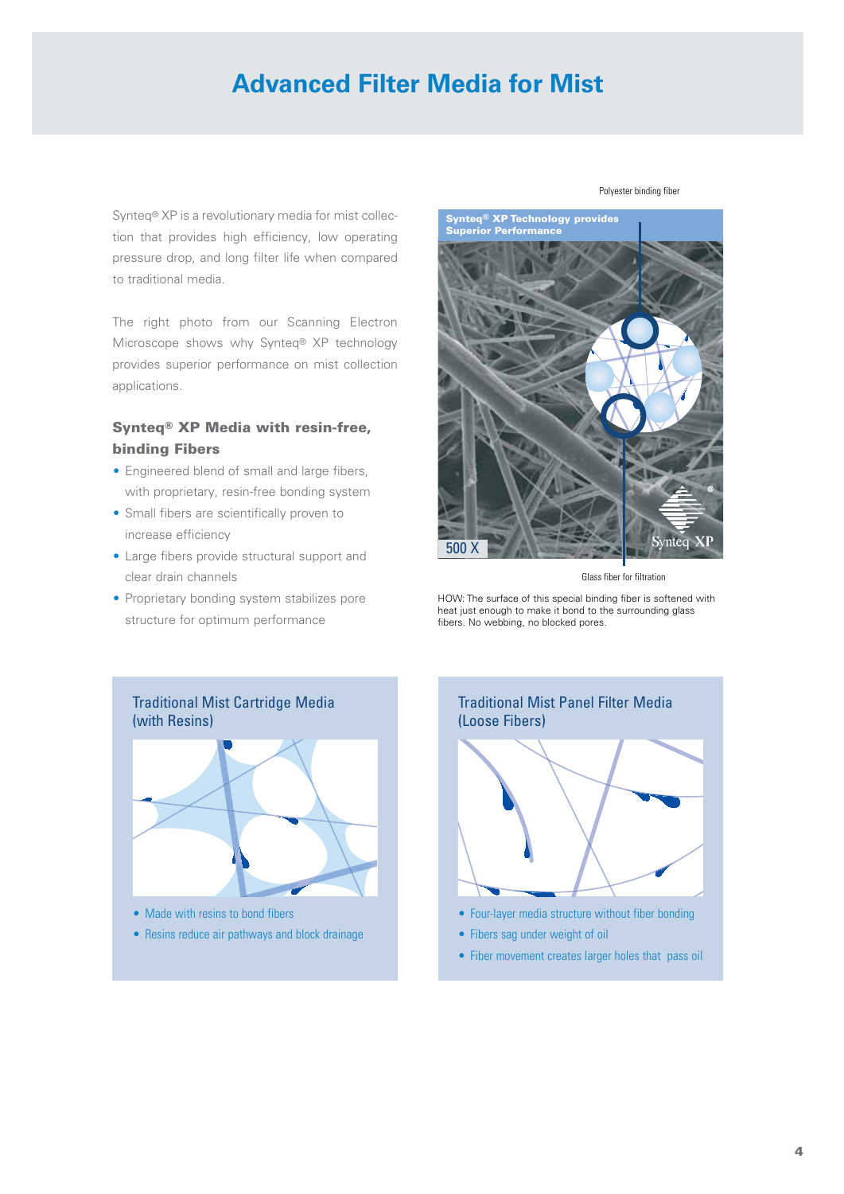# Advanced Filter Media for Mist

Synteq® XP is a revolutionary media for mist collection that provides high efficiency, low operating pressure drop, and long filter life when compared to traditional media.

The right photo from our Scanning Electron Microscope shows why Synteq® XP technology provides superior performance on mist collection applications.

### Synteq® XP Media with resin-free, binding Fibers

- Engineered blend of small and large fibers, with proprietary, resin-free bonding system
- Small fibers are scientifically proven to increase efficiency
- Large fibers provide structural support and clear drain channels
- Proprietary bonding system stabilizes pore structure for optimum performance

Polyester binding fiber

**Synteq® XP Technology provides Superior Performance**

500 X

Synteq XP

Glass fiber for filtration

HOW: The surface of this special binding fiber is softened with heat just enough to make it bond to the surrounding glass fibers. No webbing, no blocked pores.

### Traditional Mist Cartridge Media (with Resins)

- Made with resins to bond fibers
- Resins reduce air pathways and block drainage

### Traditional Mist Panel Filter Media (Loose Fibers)

- Four-layer media structure without fiber bonding
- Fibers sag under weight of oil
- Fiber movement creates larger holes that pass oil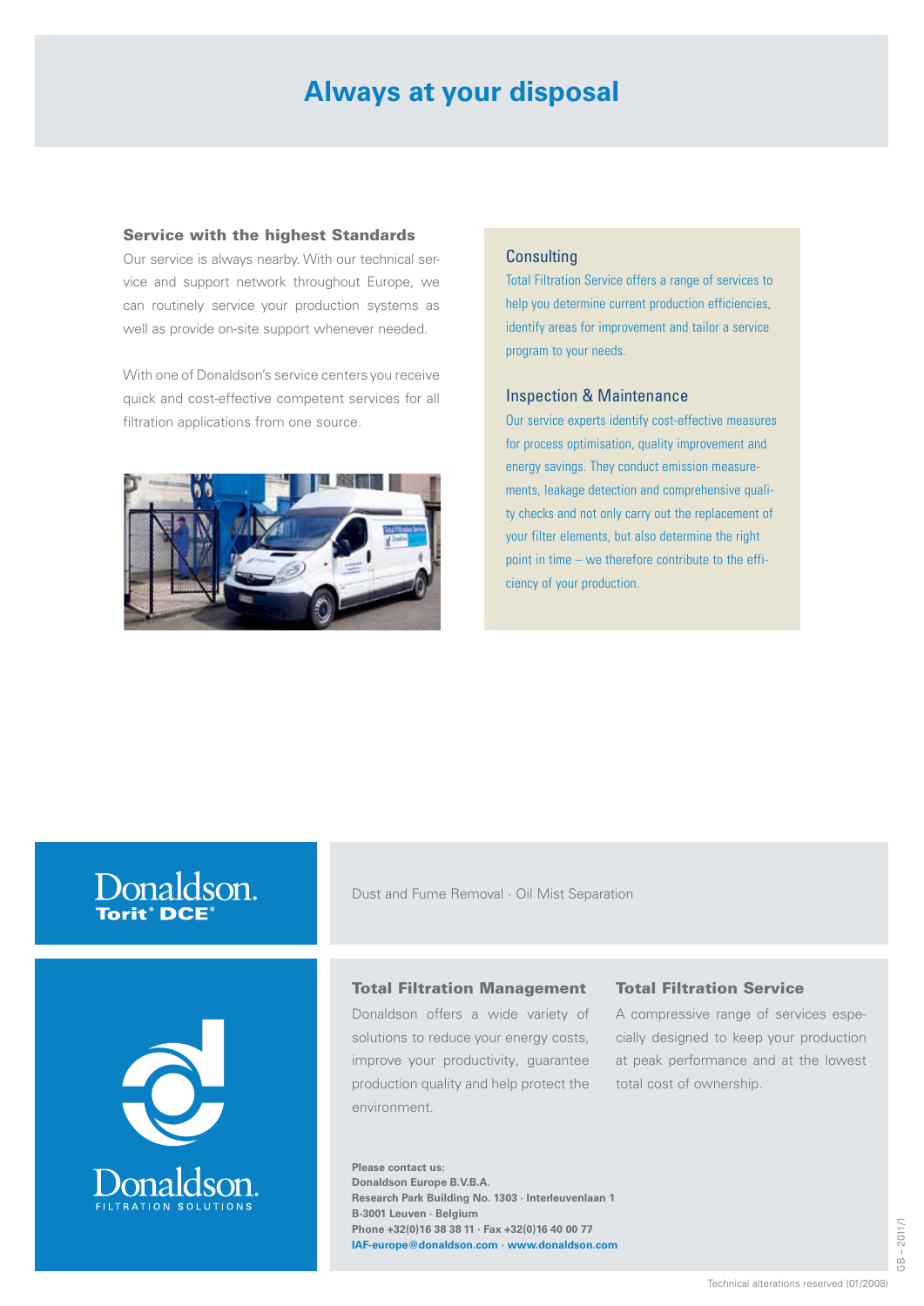# Always at your disposal

### Service with the highest Standards

Our service is always nearby. With our technical service and support network throughout Europe, we can routinely service your production systems as well as provide on-site support whenever needed.

With one of Donaldson's service centers you receive quick and cost-effective competent services for all filtration applications from one source.

### Consulting

Total Filtration Service offers a range of services to help you determine current production efficiencies, identify areas for improvement and tailor a service program to your needs.

### Inspection & Maintenance

Our service experts identify cost-effective measures for process optimisation, quality improvement and energy savings. They conduct emission measurements, leakage detection and comprehensive quality checks and not only carry out the replacement of your filter elements, but also determine the right point in time – we therefore contribute to the efficiency of your production.

Donaldson. Torit® DCE®

Dust and Fume Removal · Oil Mist Separation

Donaldson. FILTRATION SOLUTIONS

### Total Filtration Management

Donaldson offers a wide variety of solutions to reduce your energy costs, improve your productivity, guarantee production quality and help protect the environment.

### Total Filtration Service

A compressive range of services especially designed to keep your production at peak performance and at the lowest total cost of ownership.

**Please contact us:**
**Donaldson Europe B.V.B.A.**
**Research Park Building No. 1303 · Interleuvenlaan 1**
**B-3001 Leuven · Belgium**
**Phone +32(0)16 38 38 11 · Fax +32(0)16 40 00 77**
**IAF-europe@donaldson.com · www.donaldson.com**

GB – 2011/1

Technical alterations reserved (01/2008)